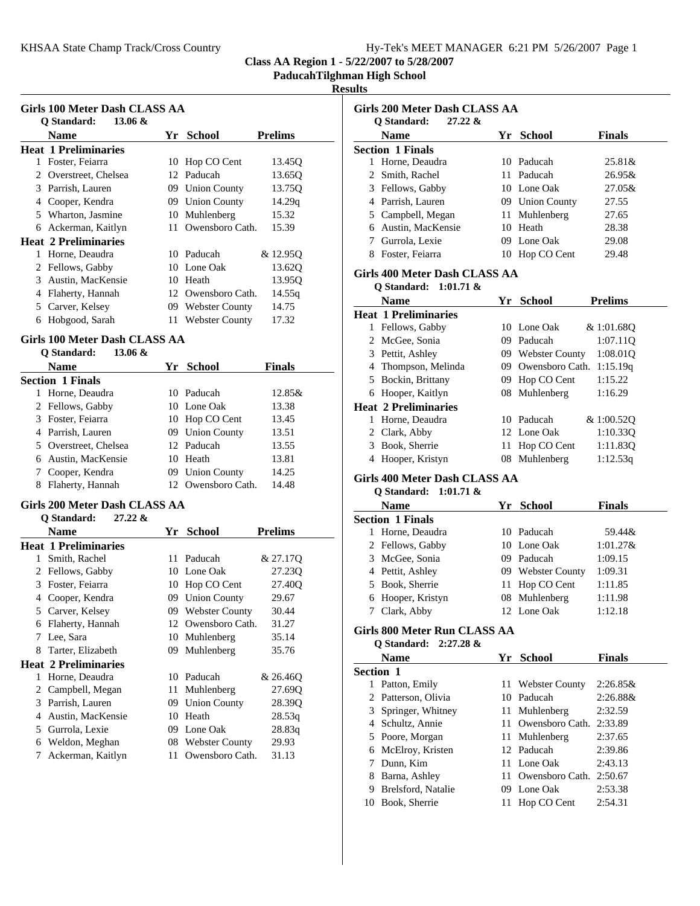KHSAA State Champ Track/Cross Country — Hy-Tek's MEET MANAGER 6:21 PM 5/26/2007

**Class AA Region 1 - 5/22/2007 to 5/28/2007**

**PaducahTilghman High School**

**Results**

### Girls 100 Meter Dash CLASS AA

Q Standard: 13.06 &

| | Name | Yr | School | Prelims |
|---|---|---|---|---|
| **Heat 1 Preliminaries** | | | | |
| 1 | Foster, Feiarra | 10 | Hop CO Cent | 13.45Q |
| 2 | Overstreet, Chelsea | 12 | Paducah | 13.65Q |
| 3 | Parrish, Lauren | 09 | Union County | 13.75Q |
| 4 | Cooper, Kendra | 09 | Union County | 14.29q |
| 5 | Wharton, Jasmine | 10 | Muhlenberg | 15.32 |
| 6 | Ackerman, Kaitlyn | 11 | Owensboro Cath. | 15.39 |
| **Heat 2 Preliminaries** | | | | |
| 1 | Horne, Deaudra | 10 | Paducah | & 12.95Q |
| 2 | Fellows, Gabby | 10 | Lone Oak | 13.62Q |
| 3 | Austin, MacKensie | 10 | Heath | 13.95Q |
| 4 | Flaherty, Hannah | 12 | Owensboro Cath. | 14.55q |
| 5 | Carver, Kelsey | 09 | Webster County | 14.75 |
| 6 | Hobgood, Sarah | 11 | Webster County | 17.32 |

### Girls 100 Meter Dash CLASS AA

Q Standard: 13.06 &

| | Name | Yr | School | Finals |
|---|---|---|---|---|
| **Section 1 Finals** | | | | |
| 1 | Horne, Deaudra | 10 | Paducah | 12.85& |
| 2 | Fellows, Gabby | 10 | Lone Oak | 13.38 |
| 3 | Foster, Feiarra | 10 | Hop CO Cent | 13.45 |
| 4 | Parrish, Lauren | 09 | Union County | 13.51 |
| 5 | Overstreet, Chelsea | 12 | Paducah | 13.55 |
| 6 | Austin, MacKensie | 10 | Heath | 13.81 |
| 7 | Cooper, Kendra | 09 | Union County | 14.25 |
| 8 | Flaherty, Hannah | 12 | Owensboro Cath. | 14.48 |

### Girls 200 Meter Dash CLASS AA

Q Standard: 27.22 &

| | Name | Yr | School | Prelims |
|---|---|---|---|---|
| **Heat 1 Preliminaries** | | | | |
| 1 | Smith, Rachel | 11 | Paducah | & 27.17Q |
| 2 | Fellows, Gabby | 10 | Lone Oak | 27.23Q |
| 3 | Foster, Feiarra | 10 | Hop CO Cent | 27.40Q |
| 4 | Cooper, Kendra | 09 | Union County | 29.67 |
| 5 | Carver, Kelsey | 09 | Webster County | 30.44 |
| 6 | Flaherty, Hannah | 12 | Owensboro Cath. | 31.27 |
| 7 | Lee, Sara | 10 | Muhlenberg | 35.14 |
| 8 | Tarter, Elizabeth | 09 | Muhlenberg | 35.76 |
| **Heat 2 Preliminaries** | | | | |
| 1 | Horne, Deaudra | 10 | Paducah | & 26.46Q |
| 2 | Campbell, Megan | 11 | Muhlenberg | 27.69Q |
| 3 | Parrish, Lauren | 09 | Union County | 28.39Q |
| 4 | Austin, MacKensie | 10 | Heath | 28.53q |
| 5 | Gurrola, Lexie | 09 | Lone Oak | 28.83q |
| 6 | Weldon, Meghan | 08 | Webster County | 29.93 |
| 7 | Ackerman, Kaitlyn | 11 | Owensboro Cath. | 31.13 |

### Girls 200 Meter Dash CLASS AA

Q Standard: 27.22 &

| | Name | Yr | School | Finals |
|---|---|---|---|---|
| **Section 1 Finals** | | | | |
| 1 | Horne, Deaudra | 10 | Paducah | 25.81& |
| 2 | Smith, Rachel | 11 | Paducah | 26.95& |
| 3 | Fellows, Gabby | 10 | Lone Oak | 27.05& |
| 4 | Parrish, Lauren | 09 | Union County | 27.55 |
| 5 | Campbell, Megan | 11 | Muhlenberg | 27.65 |
| 6 | Austin, MacKensie | 10 | Heath | 28.38 |
| 7 | Gurrola, Lexie | 09 | Lone Oak | 29.08 |
| 8 | Foster, Feiarra | 10 | Hop CO Cent | 29.48 |

### Girls 400 Meter Dash CLASS AA

Q Standard: 1:01.71 &

| | Name | Yr | School | Prelims |
|---|---|---|---|---|
| **Heat 1 Preliminaries** | | | | |
| 1 | Fellows, Gabby | 10 | Lone Oak | & 1:01.68Q |
| 2 | McGee, Sonia | 09 | Paducah | 1:07.11Q |
| 3 | Pettit, Ashley | 09 | Webster County | 1:08.01Q |
| 4 | Thompson, Melinda | 09 | Owensboro Cath. | 1:15.19q |
| 5 | Bockin, Brittany | 09 | Hop CO Cent | 1:15.22 |
| 6 | Hooper, Kaitlyn | 08 | Muhlenberg | 1:16.29 |
| **Heat 2 Preliminaries** | | | | |
| 1 | Horne, Deaudra | 10 | Paducah | & 1:00.52Q |
| 2 | Clark, Abby | 12 | Lone Oak | 1:10.33Q |
| 3 | Book, Sherrie | 11 | Hop CO Cent | 1:11.83Q |
| 4 | Hooper, Kristyn | 08 | Muhlenberg | 1:12.53q |

### Girls 400 Meter Dash CLASS AA

Q Standard: 1:01.71 &

| | Name | Yr | School | Finals |
|---|---|---|---|---|
| **Section 1 Finals** | | | | |
| 1 | Horne, Deaudra | 10 | Paducah | 59.44& |
| 2 | Fellows, Gabby | 10 | Lone Oak | 1:01.27& |
| 3 | McGee, Sonia | 09 | Paducah | 1:09.15 |
| 4 | Pettit, Ashley | 09 | Webster County | 1:09.31 |
| 5 | Book, Sherrie | 11 | Hop CO Cent | 1:11.85 |
| 6 | Hooper, Kristyn | 08 | Muhlenberg | 1:11.98 |
| 7 | Clark, Abby | 12 | Lone Oak | 1:12.18 |

### Girls 800 Meter Run CLASS AA

Q Standard: 2:27.28 &

| | Name | Yr | School | Finals |
|---|---|---|---|---|
| **Section 1** | | | | |
| 1 | Patton, Emily | 11 | Webster County | 2:26.85& |
| 2 | Patterson, Olivia | 10 | Paducah | 2:26.88& |
| 3 | Springer, Whitney | 11 | Muhlenberg | 2:32.59 |
| 4 | Schultz, Annie | 11 | Owensboro Cath. | 2:33.89 |
| 5 | Poore, Morgan | 11 | Muhlenberg | 2:37.65 |
| 6 | McElroy, Kristen | 12 | Paducah | 2:39.86 |
| 7 | Dunn, Kim | 11 | Lone Oak | 2:43.13 |
| 8 | Barna, Ashley | 11 | Owensboro Cath. | 2:50.67 |
| 9 | Brelsford, Natalie | 09 | Lone Oak | 2:53.38 |
| 10 | Book, Sherrie | 11 | Hop CO Cent | 2:54.31 |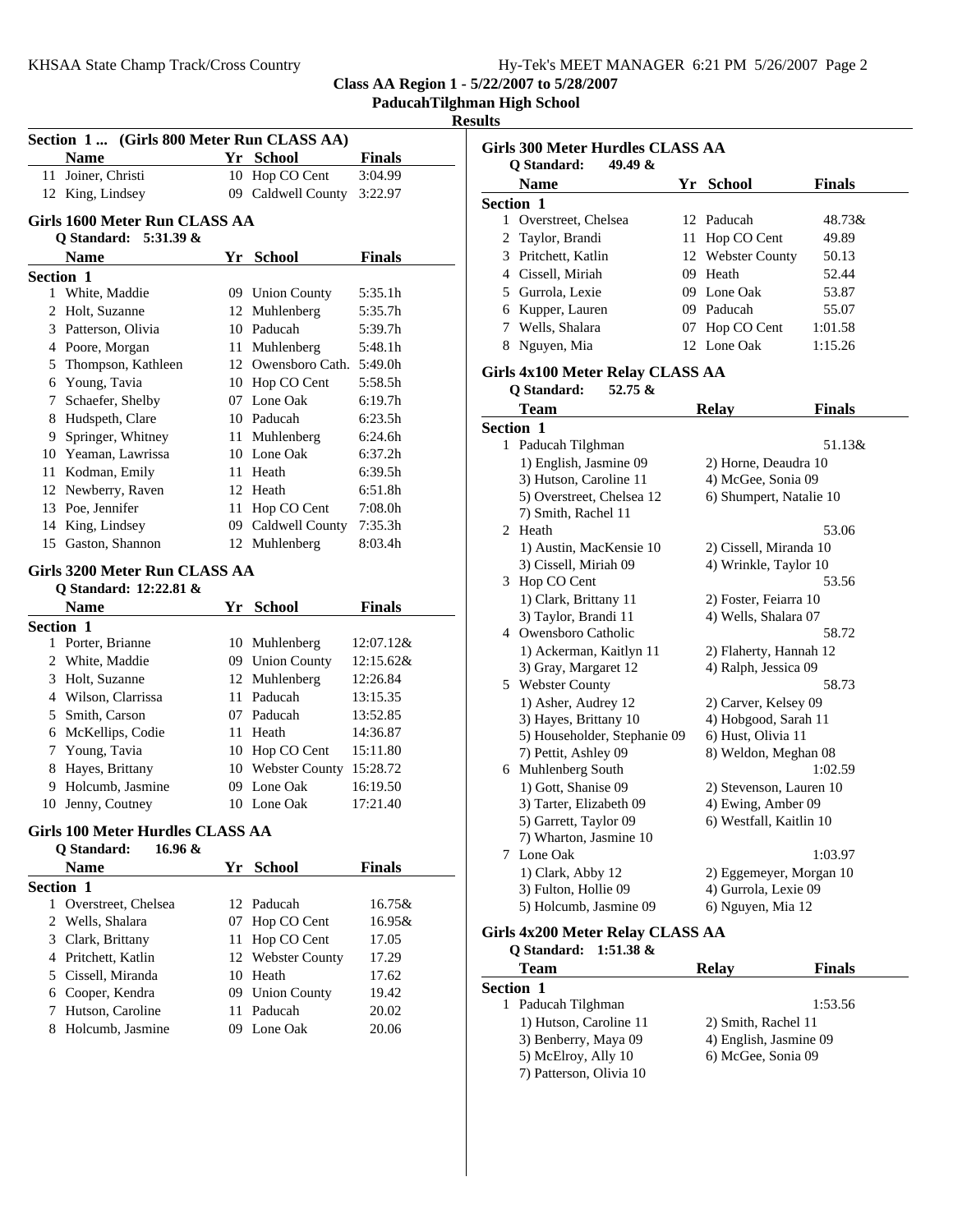**Class AA Region 1 - 5/22/2007 to 5/28/2007**

**PaducahTilghman High School**

**Results**

### Section 1 ... (Girls 800 Meter Run CLASS AA)

| | Name | Yr | School | Finals |
|---|---|---|---|---|
| 11 | Joiner, Christi | 10 | Hop CO Cent | 3:04.99 |
| 12 | King, Lindsey | 09 | Caldwell County | 3:22.97 |

### Girls 1600 Meter Run CLASS AA

Q Standard: 5:31.39 &

| | Name | Yr | School | Finals |
|---|---|---|---|---|
| **Section 1** | | | | |
| 1 | White, Maddie | 09 | Union County | 5:35.1h |
| 2 | Holt, Suzanne | 12 | Muhlenberg | 5:35.7h |
| 3 | Patterson, Olivia | 10 | Paducah | 5:39.7h |
| 4 | Poore, Morgan | 11 | Muhlenberg | 5:48.1h |
| 5 | Thompson, Kathleen | 12 | Owensboro Cath. | 5:49.0h |
| 6 | Young, Tavia | 10 | Hop CO Cent | 5:58.5h |
| 7 | Schaefer, Shelby | 07 | Lone Oak | 6:19.7h |
| 8 | Hudspeth, Clare | 10 | Paducah | 6:23.5h |
| 9 | Springer, Whitney | 11 | Muhlenberg | 6:24.6h |
| 10 | Yeaman, Lawrissa | 10 | Lone Oak | 6:37.2h |
| 11 | Kodman, Emily | 11 | Heath | 6:39.5h |
| 12 | Newberry, Raven | 12 | Heath | 6:51.8h |
| 13 | Poe, Jennifer | 11 | Hop CO Cent | 7:08.0h |
| 14 | King, Lindsey | 09 | Caldwell County | 7:35.3h |
| 15 | Gaston, Shannon | 12 | Muhlenberg | 8:03.4h |

### Girls 3200 Meter Run CLASS AA

Q Standard: 12:22.81 &

| | Name | Yr | School | Finals |
|---|---|---|---|---|
| **Section 1** | | | | |
| 1 | Porter, Brianne | 10 | Muhlenberg | 12:07.12& |
| 2 | White, Maddie | 09 | Union County | 12:15.62& |
| 3 | Holt, Suzanne | 12 | Muhlenberg | 12:26.84 |
| 4 | Wilson, Clarrissa | 11 | Paducah | 13:15.35 |
| 5 | Smith, Carson | 07 | Paducah | 13:52.85 |
| 6 | McKellips, Codie | 11 | Heath | 14:36.87 |
| 7 | Young, Tavia | 10 | Hop CO Cent | 15:11.80 |
| 8 | Hayes, Brittany | 10 | Webster County | 15:28.72 |
| 9 | Holcumb, Jasmine | 09 | Lone Oak | 16:19.50 |
| 10 | Jenny, Coutney | 10 | Lone Oak | 17:21.40 |

### Girls 100 Meter Hurdles CLASS AA

Q Standard: 16.96 &

| | Name | Yr | School | Finals |
|---|---|---|---|---|
| **Section 1** | | | | |
| 1 | Overstreet, Chelsea | 12 | Paducah | 16.75& |
| 2 | Wells, Shalara | 07 | Hop CO Cent | 16.95& |
| 3 | Clark, Brittany | 11 | Hop CO Cent | 17.05 |
| 4 | Pritchett, Katlin | 12 | Webster County | 17.29 |
| 5 | Cissell, Miranda | 10 | Heath | 17.62 |
| 6 | Cooper, Kendra | 09 | Union County | 19.42 |
| 7 | Hutson, Caroline | 11 | Paducah | 20.02 |
| 8 | Holcumb, Jasmine | 09 | Lone Oak | 20.06 |

### Girls 300 Meter Hurdles CLASS AA

Q Standard: 49.49 &

| | Name | Yr | School | Finals |
|---|---|---|---|---|
| **Section 1** | | | | |
| 1 | Overstreet, Chelsea | 12 | Paducah | 48.73& |
| 2 | Taylor, Brandi | 11 | Hop CO Cent | 49.89 |
| 3 | Pritchett, Katlin | 12 | Webster County | 50.13 |
| 4 | Cissell, Miriah | 09 | Heath | 52.44 |
| 5 | Gurrola, Lexie | 09 | Lone Oak | 53.87 |
| 6 | Kupper, Lauren | 09 | Paducah | 55.07 |
| 7 | Wells, Shalara | 07 | Hop CO Cent | 1:01.58 |
| 8 | Nguyen, Mia | 12 | Lone Oak | 1:15.26 |

### Girls 4x100 Meter Relay CLASS AA

Q Standard: 52.75 &

| | Team | Relay | Finals |
|---|---|---|---|
| **Section 1** | | | |
| 1 | Paducah Tilghman | | 51.13& |
| | 1) English, Jasmine 09 | 2) Horne, Deaudra 10 | |
| | 3) Hutson, Caroline 11 | 4) McGee, Sonia 09 | |
| | 5) Overstreet, Chelsea 12 | 6) Shumpert, Natalie 10 | |
| | 7) Smith, Rachel 11 | | |
| 2 | Heath | | 53.06 |
| | 1) Austin, MacKensie 10 | 2) Cissell, Miranda 10 | |
| | 3) Cissell, Miriah 09 | 4) Wrinkle, Taylor 10 | |
| 3 | Hop CO Cent | | 53.56 |
| | 1) Clark, Brittany 11 | 2) Foster, Feiarra 10 | |
| | 3) Taylor, Brandi 11 | 4) Wells, Shalara 07 | |
| 4 | Owensboro Catholic | | 58.72 |
| | 1) Ackerman, Kaitlyn 11 | 2) Flaherty, Hannah 12 | |
| | 3) Gray, Margaret 12 | 4) Ralph, Jessica 09 | |
| 5 | Webster County | | 58.73 |
| | 1) Asher, Audrey 12 | 2) Carver, Kelsey 09 | |
| | 3) Hayes, Brittany 10 | 4) Hobgood, Sarah 11 | |
| | 5) Householder, Stephanie 09 | 6) Hust, Olivia 11 | |
| | 7) Pettit, Ashley 09 | 8) Weldon, Meghan 08 | |
| 6 | Muhlenberg South | | 1:02.59 |
| | 1) Gott, Shanise 09 | 2) Stevenson, Lauren 10 | |
| | 3) Tarter, Elizabeth 09 | 4) Ewing, Amber 09 | |
| | 5) Garrett, Taylor 09 | 6) Westfall, Kaitlin 10 | |
| | 7) Wharton, Jasmine 10 | | |
| 7 | Lone Oak | | 1:03.97 |
| | 1) Clark, Abby 12 | 2) Eggemeyer, Morgan 10 | |
| | 3) Fulton, Hollie 09 | 4) Gurrola, Lexie 09 | |
| | 5) Holcumb, Jasmine 09 | 6) Nguyen, Mia 12 | |

### Girls 4x200 Meter Relay CLASS AA

Q Standard: 1:51.38 &

| | Team | Relay | Finals |
|---|---|---|---|
| **Section 1** | | | |
| 1 | Paducah Tilghman | | 1:53.56 |
| | 1) Hutson, Caroline 11 | 2) Smith, Rachel 11 | |
| | 3) Benberry, Maya 09 | 4) English, Jasmine 09 | |
| | 5) McElroy, Ally 10 | 6) McGee, Sonia 09 | |
| | 7) Patterson, Olivia 10 | | |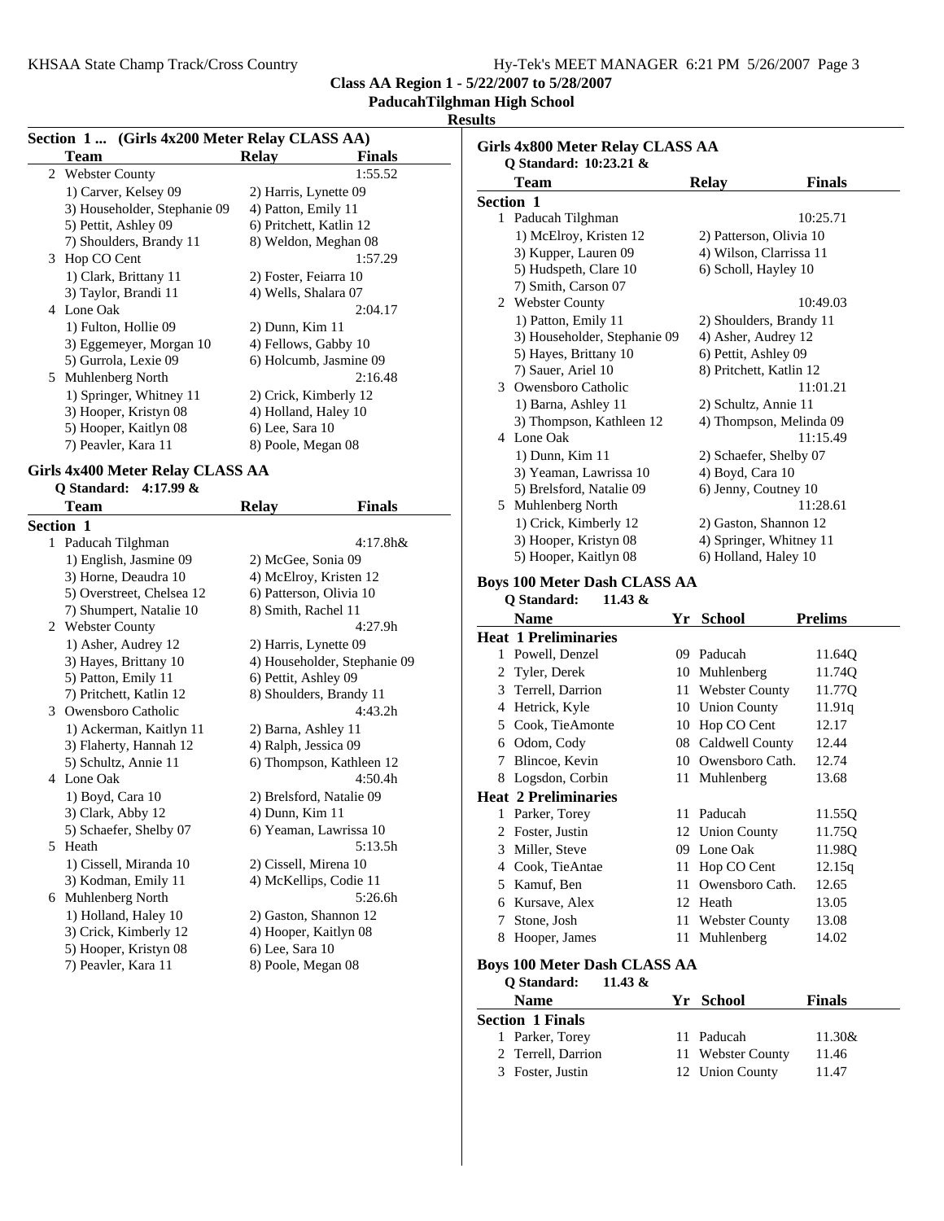**Class AA Region 1 - 5/22/2007 to 5/28/2007**

**PaducahTilghman High School**

**Results**

### Section 1 ... (Girls 4x200 Meter Relay CLASS AA)

| | Team | Relay | Finals |
|---|---|---|---|
| 2 | Webster County | | 1:55.52 |
| | 1) Carver, Kelsey 09 | 2) Harris, Lynette 09 | |
| | 3) Householder, Stephanie 09 | 4) Patton, Emily 11 | |
| | 5) Pettit, Ashley 09 | 6) Pritchett, Katlin 12 | |
| | 7) Shoulders, Brandy 11 | 8) Weldon, Meghan 08 | |
| 3 | Hop CO Cent | | 1:57.29 |
| | 1) Clark, Brittany 11 | 2) Foster, Feiarra 10 | |
| | 3) Taylor, Brandi 11 | 4) Wells, Shalara 07 | |
| 4 | Lone Oak | | 2:04.17 |
| | 1) Fulton, Hollie 09 | 2) Dunn, Kim 11 | |
| | 3) Eggemeyer, Morgan 10 | 4) Fellows, Gabby 10 | |
| | 5) Gurrola, Lexie 09 | 6) Holcumb, Jasmine 09 | |
| 5 | Muhlenberg North | | 2:16.48 |
| | 1) Springer, Whitney 11 | 2) Crick, Kimberly 12 | |
| | 3) Hooper, Kristyn 08 | 4) Holland, Haley 10 | |
| | 5) Hooper, Kaitlyn 08 | 6) Lee, Sara 10 | |
| | 7) Peavler, Kara 11 | 8) Poole, Megan 08 | |

### Girls 4x400 Meter Relay CLASS AA

Q Standard: 4:17.99 &

| | Team | Relay | Finals |
|---|---|---|---|
| **Section 1** | | | |
| 1 | Paducah Tilghman | | 4:17.8h& |
| | 1) English, Jasmine 09 | 2) McGee, Sonia 09 | |
| | 3) Horne, Deaudra 10 | 4) McElroy, Kristen 12 | |
| | 5) Overstreet, Chelsea 12 | 6) Patterson, Olivia 10 | |
| | 7) Shumpert, Natalie 10 | 8) Smith, Rachel 11 | |
| 2 | Webster County | | 4:27.9h |
| | 1) Asher, Audrey 12 | 2) Harris, Lynette 09 | |
| | 3) Hayes, Brittany 10 | 4) Householder, Stephanie 09 | |
| | 5) Patton, Emily 11 | 6) Pettit, Ashley 09 | |
| | 7) Pritchett, Katlin 12 | 8) Shoulders, Brandy 11 | |
| 3 | Owensboro Catholic | | 4:43.2h |
| | 1) Ackerman, Kaitlyn 11 | 2) Barna, Ashley 11 | |
| | 3) Flaherty, Hannah 12 | 4) Ralph, Jessica 09 | |
| | 5) Schultz, Annie 11 | 6) Thompson, Kathleen 12 | |
| 4 | Lone Oak | | 4:50.4h |
| | 1) Boyd, Cara 10 | 2) Brelsford, Natalie 09 | |
| | 3) Clark, Abby 12 | 4) Dunn, Kim 11 | |
| | 5) Schaefer, Shelby 07 | 6) Yeaman, Lawrissa 10 | |
| 5 | Heath | | 5:13.5h |
| | 1) Cissell, Miranda 10 | 2) Cissell, Mirena 10 | |
| | 3) Kodman, Emily 11 | 4) McKellips, Codie 11 | |
| 6 | Muhlenberg North | | 5:26.6h |
| | 1) Holland, Haley 10 | 2) Gaston, Shannon 12 | |
| | 3) Crick, Kimberly 12 | 4) Hooper, Kaitlyn 08 | |
| | 5) Hooper, Kristyn 08 | 6) Lee, Sara 10 | |
| | 7) Peavler, Kara 11 | 8) Poole, Megan 08 | |

### Girls 4x800 Meter Relay CLASS AA

Q Standard: 10:23.21 &

| | Team | Relay | Finals |
|---|---|---|---|
| **Section 1** | | | |
| 1 | Paducah Tilghman | | 10:25.71 |
| | 1) McElroy, Kristen 12 | 2) Patterson, Olivia 10 | |
| | 3) Kupper, Lauren 09 | 4) Wilson, Clarrissa 11 | |
| | 5) Hudspeth, Clare 10 | 6) Scholl, Hayley 10 | |
| | 7) Smith, Carson 07 | | |
| 2 | Webster County | | 10:49.03 |
| | 1) Patton, Emily 11 | 2) Shoulders, Brandy 11 | |
| | 3) Householder, Stephanie 09 | 4) Asher, Audrey 12 | |
| | 5) Hayes, Brittany 10 | 6) Pettit, Ashley 09 | |
| | 7) Sauer, Ariel 10 | 8) Pritchett, Katlin 12 | |
| 3 | Owensboro Catholic | | 11:01.21 |
| | 1) Barna, Ashley 11 | 2) Schultz, Annie 11 | |
| | 3) Thompson, Kathleen 12 | 4) Thompson, Melinda 09 | |
| 4 | Lone Oak | | 11:15.49 |
| | 1) Dunn, Kim 11 | 2) Schaefer, Shelby 07 | |
| | 3) Yeaman, Lawrissa 10 | 4) Boyd, Cara 10 | |
| | 5) Brelsford, Natalie 09 | 6) Jenny, Coutney 10 | |
| 5 | Muhlenberg North | | 11:28.61 |
| | 1) Crick, Kimberly 12 | 2) Gaston, Shannon 12 | |
| | 3) Hooper, Kristyn 08 | 4) Springer, Whitney 11 | |
| | 5) Hooper, Kaitlyn 08 | 6) Holland, Haley 10 | |

### Boys 100 Meter Dash CLASS AA

Q Standard: 11.43 &

| | Name | Yr | School | Prelims |
|---|---|---|---|---|
| **Heat 1 Preliminaries** | | | | |
| 1 | Powell, Denzel | 09 | Paducah | 11.64Q |
| 2 | Tyler, Derek | 10 | Muhlenberg | 11.74Q |
| 3 | Terrell, Darrion | 11 | Webster County | 11.77Q |
| 4 | Hetrick, Kyle | 10 | Union County | 11.91q |
| 5 | Cook, TieAmonte | 10 | Hop CO Cent | 12.17 |
| 6 | Odom, Cody | 08 | Caldwell County | 12.44 |
| 7 | Blincoe, Kevin | 10 | Owensboro Cath. | 12.74 |
| 8 | Logsdon, Corbin | 11 | Muhlenberg | 13.68 |
| **Heat 2 Preliminaries** | | | | |
| 1 | Parker, Torey | 11 | Paducah | 11.55Q |
| 2 | Foster, Justin | 12 | Union County | 11.75Q |
| 3 | Miller, Steve | 09 | Lone Oak | 11.98Q |
| 4 | Cook, TieAntae | 11 | Hop CO Cent | 12.15q |
| 5 | Kamuf, Ben | 11 | Owensboro Cath. | 12.65 |
| 6 | Kursave, Alex | 12 | Heath | 13.05 |
| 7 | Stone, Josh | 11 | Webster County | 13.08 |
| 8 | Hooper, James | 11 | Muhlenberg | 14.02 |

### Boys 100 Meter Dash CLASS AA

Q Standard: 11.43 &

| | Name | Yr | School | Finals |
|---|---|---|---|---|
| **Section 1 Finals** | | | | |
| 1 | Parker, Torey | 11 | Paducah | 11.30& |
| 2 | Terrell, Darrion | 11 | Webster County | 11.46 |
| 3 | Foster, Justin | 12 | Union County | 11.47 |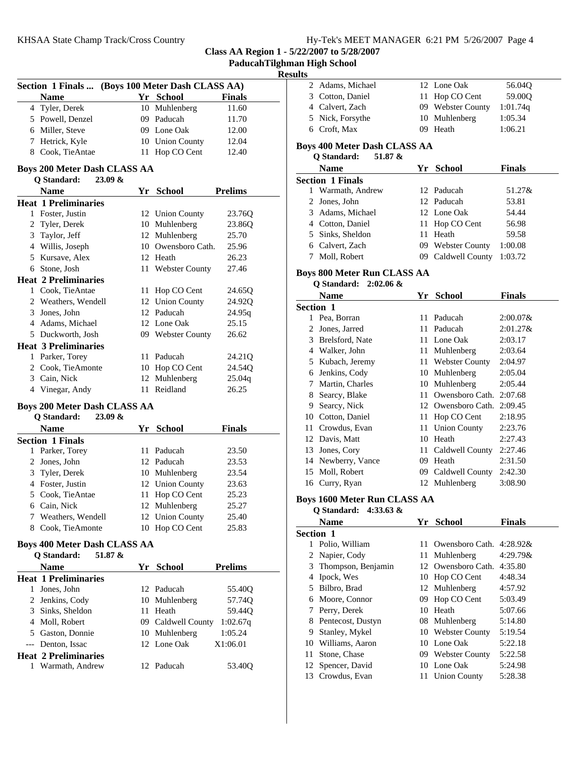### Section 1 Finals ... (Boys 100 Meter Dash CLASS AA)

| | Name | Yr | School | Finals |
|---|---|---|---|---|
| 4 | Tyler, Derek | 10 | Muhlenberg | 11.60 |
| 5 | Powell, Denzel | 09 | Paducah | 11.70 |
| 6 | Miller, Steve | 09 | Lone Oak | 12.00 |
| 7 | Hetrick, Kyle | 10 | Union County | 12.04 |
| 8 | Cook, TieAntae | 11 | Hop CO Cent | 12.40 |

### Boys 200 Meter Dash CLASS AA

**Q Standard: 23.09 &**

| | Name | Yr | School | Prelims |
|---|---|---|---|---|
| **Heat 1 Preliminaries** | | | | |
| 1 | Foster, Justin | 12 | Union County | 23.76Q |
| 2 | Tyler, Derek | 10 | Muhlenberg | 23.86Q |
| 3 | Taylor, Jeff | 12 | Muhlenberg | 25.70 |
| 4 | Willis, Joseph | 10 | Owensboro Cath. | 25.96 |
| 5 | Kursave, Alex | 12 | Heath | 26.23 |
| 6 | Stone, Josh | 11 | Webster County | 27.46 |
| **Heat 2 Preliminaries** | | | | |
| 1 | Cook, TieAntae | 11 | Hop CO Cent | 24.65Q |
| 2 | Weathers, Wendell | 12 | Union County | 24.92Q |
| 3 | Jones, John | 12 | Paducah | 24.95q |
| 4 | Adams, Michael | 12 | Lone Oak | 25.15 |
| 5 | Duckworth, Josh | 09 | Webster County | 26.62 |
| **Heat 3 Preliminaries** | | | | |
| 1 | Parker, Torey | 11 | Paducah | 24.21Q |
| 2 | Cook, TieAmonte | 10 | Hop CO Cent | 24.54Q |
| 3 | Cain, Nick | 12 | Muhlenberg | 25.04q |
| 4 | Vinegar, Andy | 11 | Reidland | 26.25 |

### Boys 200 Meter Dash CLASS AA

**Q Standard: 23.09 &**

| | Name | Yr | School | Finals |
|---|---|---|---|---|
| **Section 1 Finals** | | | | |
| 1 | Parker, Torey | 11 | Paducah | 23.50 |
| 2 | Jones, John | 12 | Paducah | 23.53 |
| 3 | Tyler, Derek | 10 | Muhlenberg | 23.54 |
| 4 | Foster, Justin | 12 | Union County | 23.63 |
| 5 | Cook, TieAntae | 11 | Hop CO Cent | 25.23 |
| 6 | Cain, Nick | 12 | Muhlenberg | 25.27 |
| 7 | Weathers, Wendell | 12 | Union County | 25.40 |
| 8 | Cook, TieAmonte | 10 | Hop CO Cent | 25.83 |

### Boys 400 Meter Dash CLASS AA

**Q Standard: 51.87 &**

| | Name | Yr | School | Prelims |
|---|---|---|---|---|
| **Heat 1 Preliminaries** | | | | |
| 1 | Jones, John | 12 | Paducah | 55.40Q |
| 2 | Jenkins, Cody | 10 | Muhlenberg | 57.74Q |
| 3 | Sinks, Sheldon | 11 | Heath | 59.44Q |
| 4 | Moll, Robert | 09 | Caldwell County | 1:02.67q |
| 5 | Gaston, Donnie | 10 | Muhlenberg | 1:05.24 |
| --- | Denton, Issac | 12 | Lone Oak | X1:06.01 |
| **Heat 2 Preliminaries** | | | | |
| 1 | Warmath, Andrew | 12 | Paducah | 53.40Q |
| 2 | Adams, Michael | 12 | Lone Oak | 56.04Q |
| 3 | Cotton, Daniel | 11 | Hop CO Cent | 59.00Q |
| 4 | Calvert, Zach | 09 | Webster County | 1:01.74q |
| 5 | Nick, Forsythe | 10 | Muhlenberg | 1:05.34 |
| 6 | Croft, Max | 09 | Heath | 1:06.21 |

### Boys 400 Meter Dash CLASS AA

**Q Standard: 51.87 &**

| | Name | Yr | School | Finals |
|---|---|---|---|---|
| **Section 1 Finals** | | | | |
| 1 | Warmath, Andrew | 12 | Paducah | 51.27& |
| 2 | Jones, John | 12 | Paducah | 53.81 |
| 3 | Adams, Michael | 12 | Lone Oak | 54.44 |
| 4 | Cotton, Daniel | 11 | Hop CO Cent | 56.98 |
| 5 | Sinks, Sheldon | 11 | Heath | 59.58 |
| 6 | Calvert, Zach | 09 | Webster County | 1:00.08 |
| 7 | Moll, Robert | 09 | Caldwell County | 1:03.72 |

### Boys 800 Meter Run CLASS AA

**Q Standard: 2:02.06 &**

| | Name | Yr | School | Finals |
|---|---|---|---|---|
| **Section 1** | | | | |
| 1 | Pea, Borran | 11 | Paducah | 2:00.07& |
| 2 | Jones, Jarred | 11 | Paducah | 2:01.27& |
| 3 | Brelsford, Nate | 11 | Lone Oak | 2:03.17 |
| 4 | Walker, John | 11 | Muhlenberg | 2:03.64 |
| 5 | Kubach, Jeremy | 11 | Webster County | 2:04.97 |
| 6 | Jenkins, Cody | 10 | Muhlenberg | 2:05.04 |
| 7 | Martin, Charles | 10 | Muhlenberg | 2:05.44 |
| 8 | Searcy, Blake | 11 | Owensboro Cath. | 2:07.68 |
| 9 | Searcy, Nick | 12 | Owensboro Cath. | 2:09.45 |
| 10 | Cotton, Daniel | 11 | Hop CO Cent | 2:18.95 |
| 11 | Crowdus, Evan | 11 | Union County | 2:23.76 |
| 12 | Davis, Matt | 10 | Heath | 2:27.43 |
| 13 | Jones, Cory | 11 | Caldwell County | 2:27.46 |
| 14 | Newberry, Vance | 09 | Heath | 2:31.50 |
| 15 | Moll, Robert | 09 | Caldwell County | 2:42.30 |
| 16 | Curry, Ryan | 12 | Muhlenberg | 3:08.90 |

### Boys 1600 Meter Run CLASS AA

**Q Standard: 4:33.63 &**

| | Name | Yr | School | Finals |
|---|---|---|---|---|
| **Section 1** | | | | |
| 1 | Polio, William | 11 | Owensboro Cath. | 4:28.92& |
| 2 | Napier, Cody | 11 | Muhlenberg | 4:29.79& |
| 3 | Thompson, Benjamin | 12 | Owensboro Cath. | 4:35.80 |
| 4 | Ipock, Wes | 10 | Hop CO Cent | 4:48.34 |
| 5 | Bilbro, Brad | 12 | Muhlenberg | 4:57.92 |
| 6 | Moore, Connor | 09 | Hop CO Cent | 5:03.49 |
| 7 | Perry, Derek | 10 | Heath | 5:07.66 |
| 8 | Pentecost, Dustyn | 08 | Muhlenberg | 5:14.80 |
| 9 | Stanley, Mykel | 10 | Webster County | 5:19.54 |
| 10 | Williams, Aaron | 10 | Lone Oak | 5:22.18 |
| 11 | Stone, Chase | 09 | Webster County | 5:22.58 |
| 12 | Spencer, David | 10 | Lone Oak | 5:24.98 |
| 13 | Crowdus, Evan | 11 | Union County | 5:28.38 |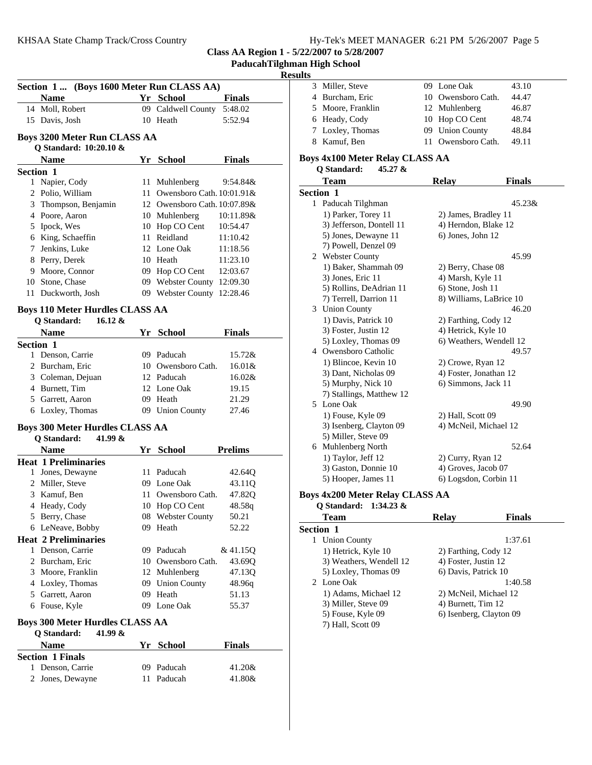## Results

Section 1 ... (Boys 1600 Meter Run CLASS AA)

| | Name | Yr | School | Finals |
|---|---|---|---|---|
| 14 | Moll, Robert | 09 | Caldwell County | 5:48.02 |
| 15 | Davis, Josh | 10 | Heath | 5:52.94 |

### Boys 3200 Meter Run CLASS AA

**Q Standard: 10:20.10 &**

| | Name | Yr | School | Finals |
|---|---|---|---|---|
| **Section 1** | | | | |
| 1 | Napier, Cody | 11 | Muhlenberg | 9:54.84& |
| 2 | Polio, William | 11 | Owensboro Cath. | 10:01.91& |
| 3 | Thompson, Benjamin | 12 | Owensboro Cath. | 10:07.89& |
| 4 | Poore, Aaron | 10 | Muhlenberg | 10:11.89& |
| 5 | Ipock, Wes | 10 | Hop CO Cent | 10:54.47 |
| 6 | King, Schaeffin | 11 | Reidland | 11:10.42 |
| 7 | Jenkins, Luke | 12 | Lone Oak | 11:18.56 |
| 8 | Perry, Derek | 10 | Heath | 11:23.10 |
| 9 | Moore, Connor | 09 | Hop CO Cent | 12:03.67 |
| 10 | Stone, Chase | 09 | Webster County | 12:09.30 |
| 11 | Duckworth, Josh | 09 | Webster County | 12:28.46 |

### Boys 110 Meter Hurdles CLASS AA

**Q Standard: 16.12 &**

| | Name | Yr | School | Finals |
|---|---|---|---|---|
| **Section 1** | | | | |
| 1 | Denson, Carrie | 09 | Paducah | 15.72& |
| 2 | Burcham, Eric | 10 | Owensboro Cath. | 16.01& |
| 3 | Coleman, Dejuan | 12 | Paducah | 16.02& |
| 4 | Burnett, Tim | 12 | Lone Oak | 19.15 |
| 5 | Garrett, Aaron | 09 | Heath | 21.29 |
| 6 | Loxley, Thomas | 09 | Union County | 27.46 |

### Boys 300 Meter Hurdles CLASS AA

**Q Standard: 41.99 &**

| | Name | Yr | School | Prelims |
|---|---|---|---|---|
| **Heat 1 Preliminaries** | | | | |
| 1 | Jones, Dewayne | 11 | Paducah | 42.64Q |
| 2 | Miller, Steve | 09 | Lone Oak | 43.11Q |
| 3 | Kamuf, Ben | 11 | Owensboro Cath. | 47.82Q |
| 4 | Heady, Cody | 10 | Hop CO Cent | 48.58q |
| 5 | Berry, Chase | 08 | Webster County | 50.21 |
| 6 | LeNeave, Bobby | 09 | Heath | 52.22 |
| **Heat 2 Preliminaries** | | | | |
| 1 | Denson, Carrie | 09 | Paducah | & 41.15Q |
| 2 | Burcham, Eric | 10 | Owensboro Cath. | 43.69Q |
| 3 | Moore, Franklin | 12 | Muhlenberg | 47.13Q |
| 4 | Loxley, Thomas | 09 | Union County | 48.96q |
| 5 | Garrett, Aaron | 09 | Heath | 51.13 |
| 6 | Fouse, Kyle | 09 | Lone Oak | 55.37 |

### Boys 300 Meter Hurdles CLASS AA

**Q Standard: 41.99 &**

| | Name | Yr | School | Finals |
|---|---|---|---|---|
| **Section 1 Finals** | | | | |
| 1 | Denson, Carrie | 09 | Paducah | 41.20& |
| 2 | Jones, Dewayne | 11 | Paducah | 41.80& |
| 3 | Miller, Steve | 09 | Lone Oak | 43.10 |
| 4 | Burcham, Eric | 10 | Owensboro Cath. | 44.47 |
| 5 | Moore, Franklin | 12 | Muhlenberg | 46.87 |
| 6 | Heady, Cody | 10 | Hop CO Cent | 48.74 |
| 7 | Loxley, Thomas | 09 | Union County | 48.84 |
| 8 | Kamuf, Ben | 11 | Owensboro Cath. | 49.11 |

### Boys 4x100 Meter Relay CLASS AA

**Q Standard: 45.27 &**

| | Team | Relay | Finals |
|---|---|---|---|
| **Section 1** | | | |
| 1 | Paducah Tilghman | | 45.23& |
| | 1) Parker, Torey 11 | 2) James, Bradley 11 | |
| | 3) Jefferson, Dontell 11 | 4) Herndon, Blake 12 | |
| | 5) Jones, Dewayne 11 | 6) Jones, John 12 | |
| | 7) Powell, Denzel 09 | | |
| 2 | Webster County | | 45.99 |
| | 1) Baker, Shammah 09 | 2) Berry, Chase 08 | |
| | 3) Jones, Eric 11 | 4) Marsh, Kyle 11 | |
| | 5) Rollins, DeAdrian 11 | 6) Stone, Josh 11 | |
| | 7) Terrell, Darrion 11 | 8) Williams, LaBrice 10 | |
| 3 | Union County | | 46.20 |
| | 1) Davis, Patrick 10 | 2) Farthing, Cody 12 | |
| | 3) Foster, Justin 12 | 4) Hetrick, Kyle 10 | |
| | 5) Loxley, Thomas 09 | 6) Weathers, Wendell 12 | |
| 4 | Owensboro Catholic | | 49.57 |
| | 1) Blincoe, Kevin 10 | 2) Crowe, Ryan 12 | |
| | 3) Dant, Nicholas 09 | 4) Foster, Jonathan 12 | |
| | 5) Murphy, Nick 10 | 6) Simmons, Jack 11 | |
| | 7) Stallings, Matthew 12 | | |
| 5 | Lone Oak | | 49.90 |
| | 1) Fouse, Kyle 09 | 2) Hall, Scott 09 | |
| | 3) Isenberg, Clayton 09 | 4) McNeil, Michael 12 | |
| | 5) Miller, Steve 09 | | |
| 6 | Muhlenberg North | | 52.64 |
| | 1) Taylor, Jeff 12 | 2) Curry, Ryan 12 | |
| | 3) Gaston, Donnie 10 | 4) Groves, Jacob 07 | |
| | 5) Hooper, James 11 | 6) Logsdon, Corbin 11 | |

### Boys 4x200 Meter Relay CLASS AA

**Q Standard: 1:34.23 &**

| | Team | Relay | Finals |
|---|---|---|---|
| **Section 1** | | | |
| 1 | Union County | | 1:37.61 |
| | 1) Hetrick, Kyle 10 | 2) Farthing, Cody 12 | |
| | 3) Weathers, Wendell 12 | 4) Foster, Justin 12 | |
| | 5) Loxley, Thomas 09 | 6) Davis, Patrick 10 | |
| 2 | Lone Oak | | 1:40.58 |
| | 1) Adams, Michael 12 | 2) McNeil, Michael 12 | |
| | 3) Miller, Steve 09 | 4) Burnett, Tim 12 | |
| | 5) Fouse, Kyle 09 | 6) Isenberg, Clayton 09 | |
| | 7) Hall, Scott 09 | | |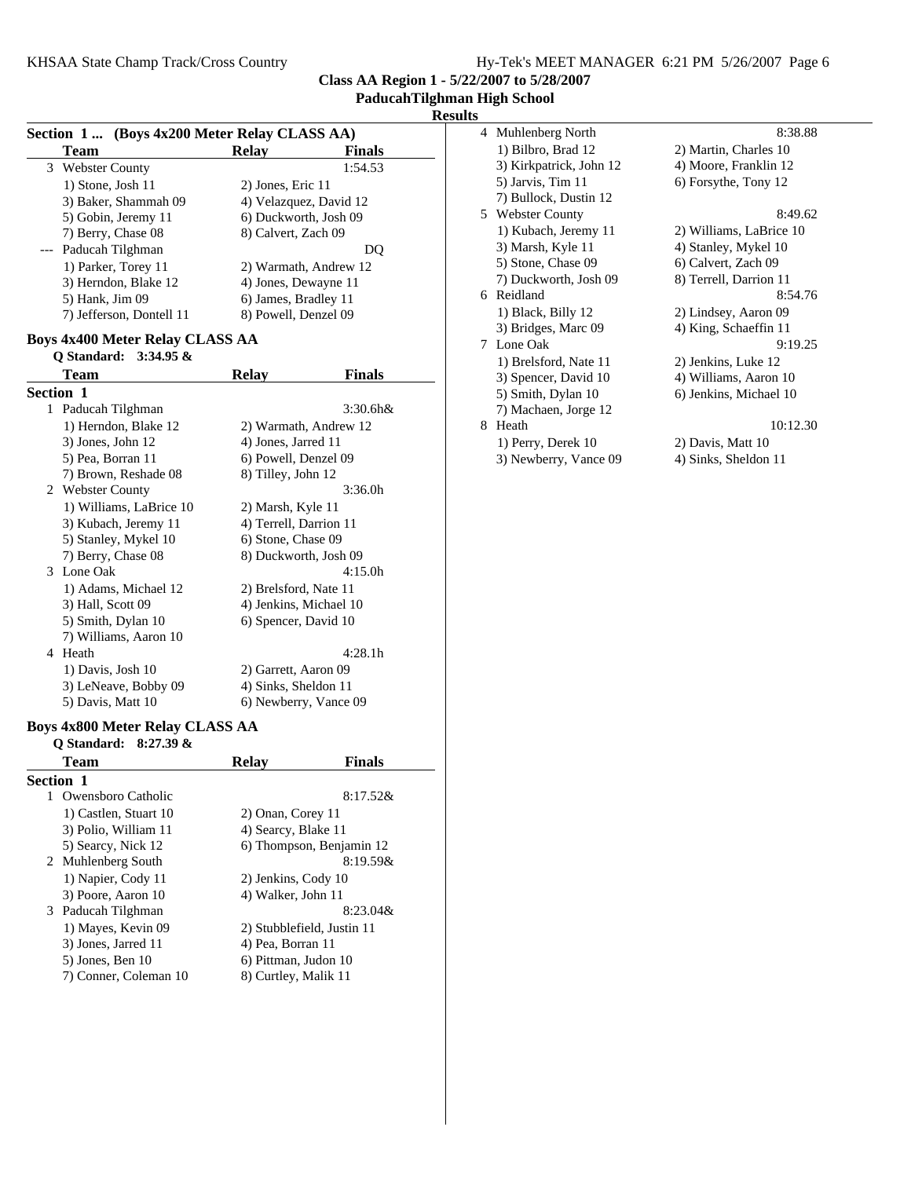Class AA Region 1 - 5/22/2007 to 5/28/2007

PaducahTilghman High School

Results

**Section 1 ... (Boys 4x200 Meter Relay CLASS AA)**

| Team | Relay | Finals |
|---|---|---|
| 3 Webster County | | 1:54.53 |
| 1) Stone, Josh 11 | 2) Jones, Eric 11 | |
| 3) Baker, Shammah 09 | 4) Velazquez, David 12 | |
| 5) Gobin, Jeremy 11 | 6) Duckworth, Josh 09 | |
| 7) Berry, Chase 08 | 8) Calvert, Zach 09 | |
| --- Paducah Tilghman | | DQ |
| 1) Parker, Torey 11 | 2) Warmath, Andrew 12 | |
| 3) Herndon, Blake 12 | 4) Jones, Dewayne 11 | |
| 5) Hank, Jim 09 | 6) James, Bradley 11 | |
| 7) Jefferson, Dontell 11 | 8) Powell, Denzel 09 | |

## Boys 4x400 Meter Relay CLASS AA

**Q Standard: 3:34.95 &**

| Team | Relay | Finals |
|---|---|---|
| **Section 1** | | |
| 1 Paducah Tilghman | | 3:30.6h& |
| 1) Herndon, Blake 12 | 2) Warmath, Andrew 12 | |
| 3) Jones, John 12 | 4) Jones, Jarred 11 | |
| 5) Pea, Borran 11 | 6) Powell, Denzel 09 | |
| 7) Brown, Reshade 08 | 8) Tilley, John 12 | |
| 2 Webster County | | 3:36.0h |
| 1) Williams, LaBrice 10 | 2) Marsh, Kyle 11 | |
| 3) Kubach, Jeremy 11 | 4) Terrell, Darrion 11 | |
| 5) Stanley, Mykel 10 | 6) Stone, Chase 09 | |
| 7) Berry, Chase 08 | 8) Duckworth, Josh 09 | |
| 3 Lone Oak | | 4:15.0h |
| 1) Adams, Michael 12 | 2) Brelsford, Nate 11 | |
| 3) Hall, Scott 09 | 4) Jenkins, Michael 10 | |
| 5) Smith, Dylan 10 | 6) Spencer, David 10 | |
| 7) Williams, Aaron 10 | | |
| 4 Heath | | 4:28.1h |
| 1) Davis, Josh 10 | 2) Garrett, Aaron 09 | |
| 3) LeNeave, Bobby 09 | 4) Sinks, Sheldon 11 | |
| 5) Davis, Matt 10 | 6) Newberry, Vance 09 | |

## Boys 4x800 Meter Relay CLASS AA

**Q Standard: 8:27.39 &**

| Team | Relay | Finals |
|---|---|---|
| **Section 1** | | |
| 1 Owensboro Catholic | | 8:17.52& |
| 1) Castlen, Stuart 10 | 2) Onan, Corey 11 | |
| 3) Polio, William 11 | 4) Searcy, Blake 11 | |
| 5) Searcy, Nick 12 | 6) Thompson, Benjamin 12 | |
| 2 Muhlenberg South | | 8:19.59& |
| 1) Napier, Cody 11 | 2) Jenkins, Cody 10 | |
| 3) Poore, Aaron 10 | 4) Walker, John 11 | |
| 3 Paducah Tilghman | | 8:23.04& |
| 1) Mayes, Kevin 09 | 2) Stubblefield, Justin 11 | |
| 3) Jones, Jarred 11 | 4) Pea, Borran 11 | |
| 5) Jones, Ben 10 | 6) Pittman, Judon 10 | |
| 7) Conner, Coleman 10 | 8) Curtley, Malik 11 | |
| 4 Muhlenberg North | | 8:38.88 |
| 1) Bilbro, Brad 12 | 2) Martin, Charles 10 | |
| 3) Kirkpatrick, John 12 | 4) Moore, Franklin 12 | |
| 5) Jarvis, Tim 11 | 6) Forsythe, Tony 12 | |
| 7) Bullock, Dustin 12 | | |
| 5 Webster County | | 8:49.62 |
| 1) Kubach, Jeremy 11 | 2) Williams, LaBrice 10 | |
| 3) Marsh, Kyle 11 | 4) Stanley, Mykel 10 | |
| 5) Stone, Chase 09 | 6) Calvert, Zach 09 | |
| 7) Duckworth, Josh 09 | 8) Terrell, Darrion 11 | |
| 6 Reidland | | 8:54.76 |
| 1) Black, Billy 12 | 2) Lindsey, Aaron 09 | |
| 3) Bridges, Marc 09 | 4) King, Schaeffin 11 | |
| 7 Lone Oak | | 9:19.25 |
| 1) Brelsford, Nate 11 | 2) Jenkins, Luke 12 | |
| 3) Spencer, David 10 | 4) Williams, Aaron 10 | |
| 5) Smith, Dylan 10 | 6) Jenkins, Michael 10 | |
| 7) Machaen, Jorge 12 | | |
| 8 Heath | | 10:12.30 |
| 1) Perry, Derek 10 | 2) Davis, Matt 10 | |
| 3) Newberry, Vance 09 | 4) Sinks, Sheldon 11 | |